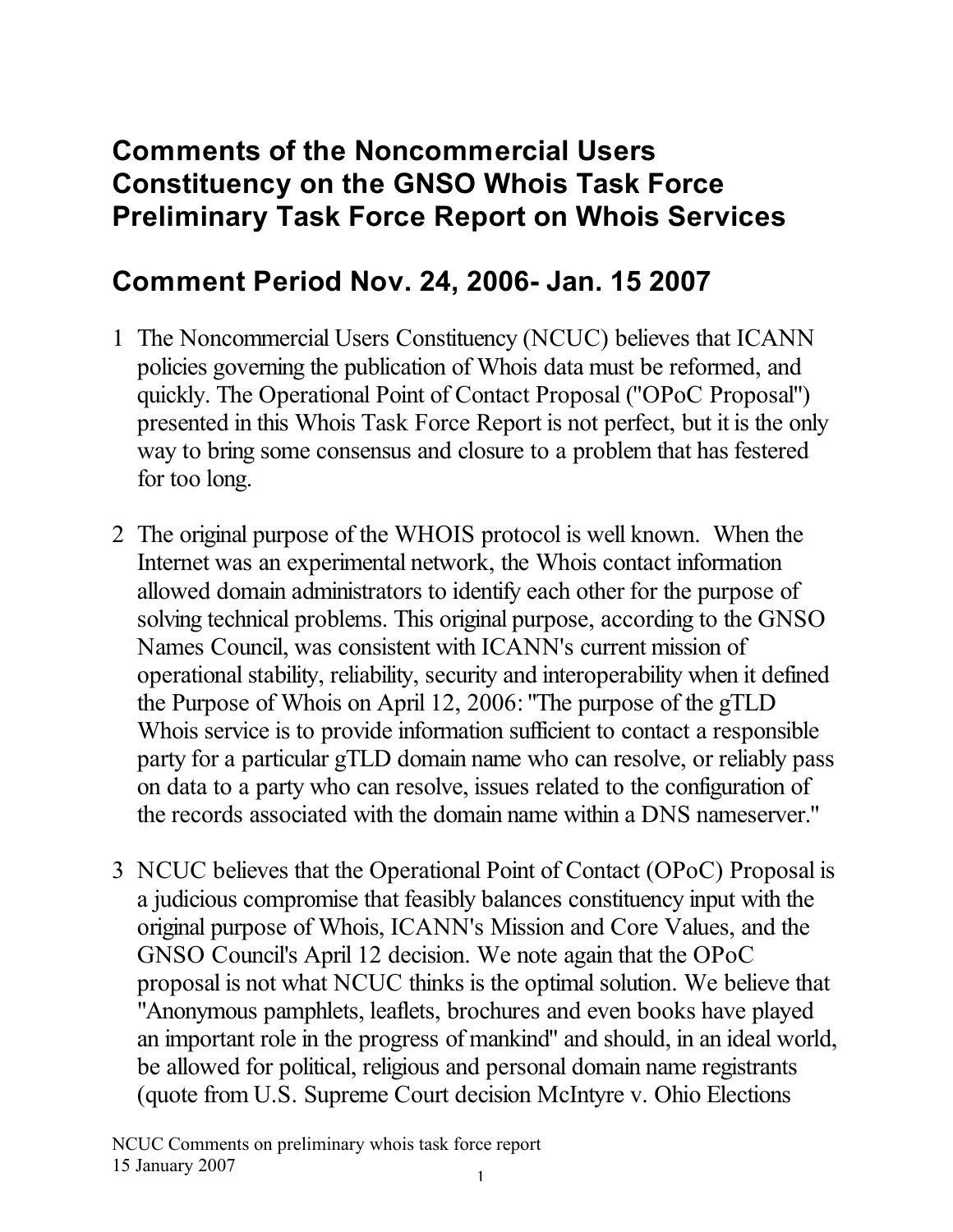# Comments of the Noncommercial Users Constituency on the GNSO Whois Task Force Preliminary Task Force Report on Whois Services

## Comment Period Nov. 24, 2006- Jan. 15 2007

1. The Noncommercial Users Constituency (NCUC) believes that ICANN policies governing the publication of Whois data must be reformed, and quickly. The Operational Point of Contact Proposal ("OPoC Proposal") presented in this Whois Task Force Report is not perfect, but it is the only way to bring some consensus and closure to a problem that has festered for too long.

2. The original purpose of the WHOIS protocol is well known. When the Internet was an experimental network, the Whois contact information allowed domain administrators to identify each other for the purpose of solving technical problems. This original purpose, according to the GNSO Names Council, was consistent with ICANN's current mission of operational stability, reliability, security and interoperability when it defined the Purpose of Whois on April 12, 2006: "The purpose of the gTLD Whois service is to provide information sufficient to contact a responsible party for a particular gTLD domain name who can resolve, or reliably pass on data to a party who can resolve, issues related to the configuration of the records associated with the domain name within a DNS nameserver."

3. NCUC believes that the Operational Point of Contact (OPoC) Proposal is a judicious compromise that feasibly balances constituency input with the original purpose of Whois, ICANN's Mission and Core Values, and the GNSO Council's April 12 decision. We note again that the OPoC proposal is not what NCUC thinks is the optimal solution. We believe that "Anonymous pamphlets, leaflets, brochures and even books have played an important role in the progress of mankind" and should, in an ideal world, be allowed for political, religious and personal domain name registrants (quote from U.S. Supreme Court decision McIntyre v. Ohio Elections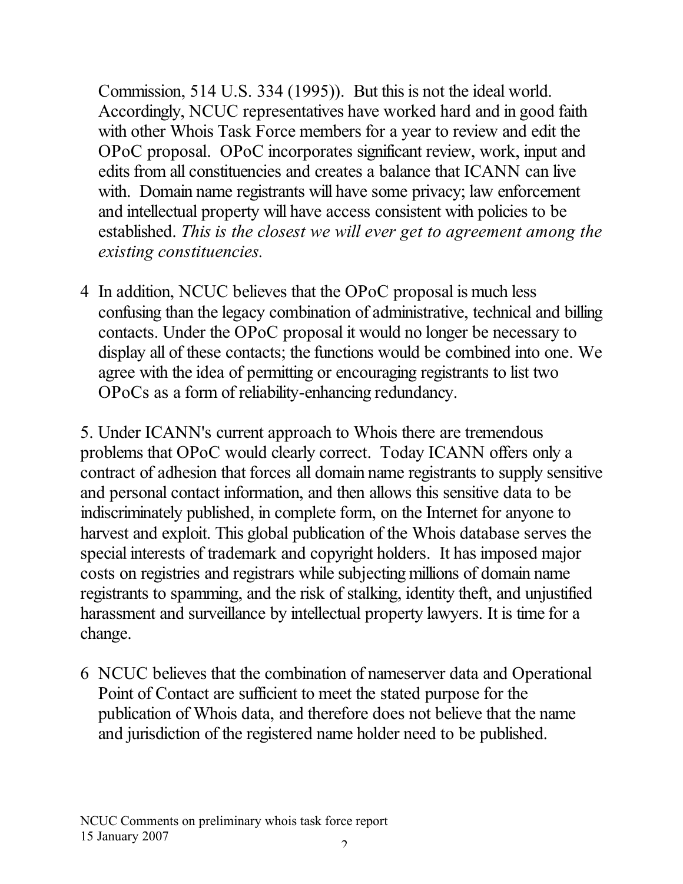Commission, 514 U.S. 334 (1995)). But this is not the ideal world. Accordingly, NCUC representatives have worked hard and in good faith with other Whois Task Force members for a year to review and edit the OPoC proposal. OPoC incorporates significant review, work, input and edits from all constituencies and creates a balance that ICANN can live with. Domain name registrants will have some privacy; law enforcement and intellectual property will have access consistent with policies to be established. *This is the closest we will ever get to agreement among the existing constituencies.*

4 In addition, NCUC believes that the OPoC proposal is much less confusing than the legacy combination of administrative, technical and billing contacts. Under the OPoC proposal it would no longer be necessary to display all of these contacts; the functions would be combined into one. We agree with the idea of permitting or encouraging registrants to list two OPoCs as a form of reliability-enhancing redundancy.

5. Under ICANN's current approach to Whois there are tremendous problems that OPoC would clearly correct. Today ICANN offers only a contract of adhesion that forces all domain name registrants to supply sensitive and personal contact information, and then allows this sensitive data to be indiscriminately published, in complete form, on the Internet for anyone to harvest and exploit. This global publication of the Whois database serves the special interests of trademark and copyright holders. It has imposed major costs on registries and registrars while subjecting millions of domain name registrants to spamming, and the risk of stalking, identity theft, and unjustified harassment and surveillance by intellectual property lawyers. It is time for a change.

6 NCUC believes that the combination of nameserver data and Operational Point of Contact are sufficient to meet the stated purpose for the publication of Whois data, and therefore does not believe that the name and jurisdiction of the registered name holder need to be published.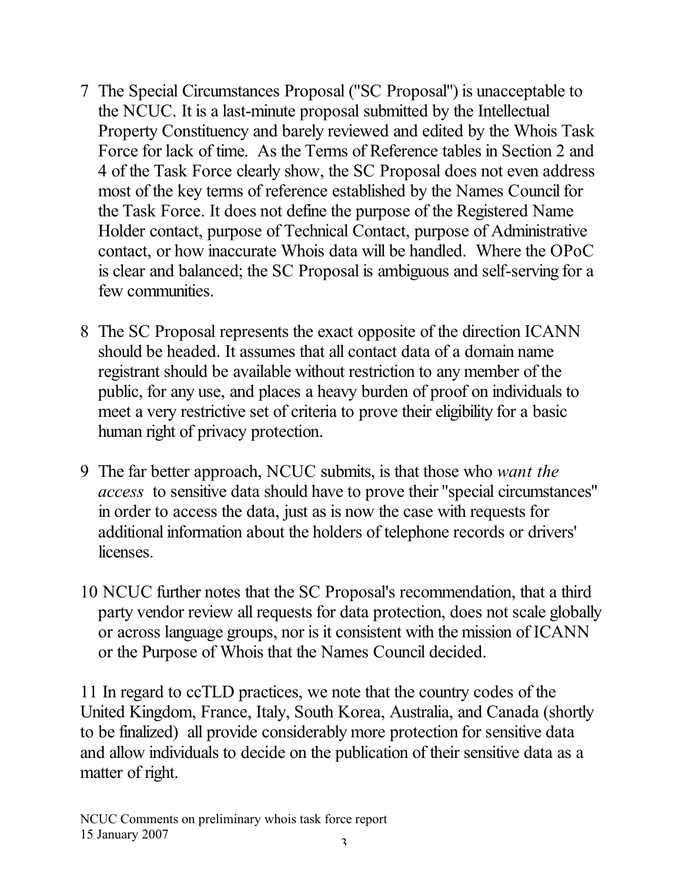7 The Special Circumstances Proposal ("SC Proposal") is unacceptable to the NCUC. It is a last-minute proposal submitted by the Intellectual Property Constituency and barely reviewed and edited by the Whois Task Force for lack of time. As the Terms of Reference tables in Section 2 and 4 of the Task Force clearly show, the SC Proposal does not even address most of the key terms of reference established by the Names Council for the Task Force. It does not define the purpose of the Registered Name Holder contact, purpose of Technical Contact, purpose of Administrative contact, or how inaccurate Whois data will be handled. Where the OPoC is clear and balanced; the SC Proposal is ambiguous and self-serving for a few communities.

8 The SC Proposal represents the exact opposite of the direction ICANN should be headed. It assumes that all contact data of a domain name registrant should be available without restriction to any member of the public, for any use, and places a heavy burden of proof on individuals to meet a very restrictive set of criteria to prove their eligibility for a basic human right of privacy protection.

9 The far better approach, NCUC submits, is that those who *want the access* to sensitive data should have to prove their "special circumstances" in order to access the data, just as is now the case with requests for additional information about the holders of telephone records or drivers' licenses.

10 NCUC further notes that the SC Proposal's recommendation, that a third party vendor review all requests for data protection, does not scale globally or across language groups, nor is it consistent with the mission of ICANN or the Purpose of Whois that the Names Council decided.

11 In regard to ccTLD practices, we note that the country codes of the United Kingdom, France, Italy, South Korea, Australia, and Canada (shortly to be finalized) all provide considerably more protection for sensitive data and allow individuals to decide on the publication of their sensitive data as a matter of right.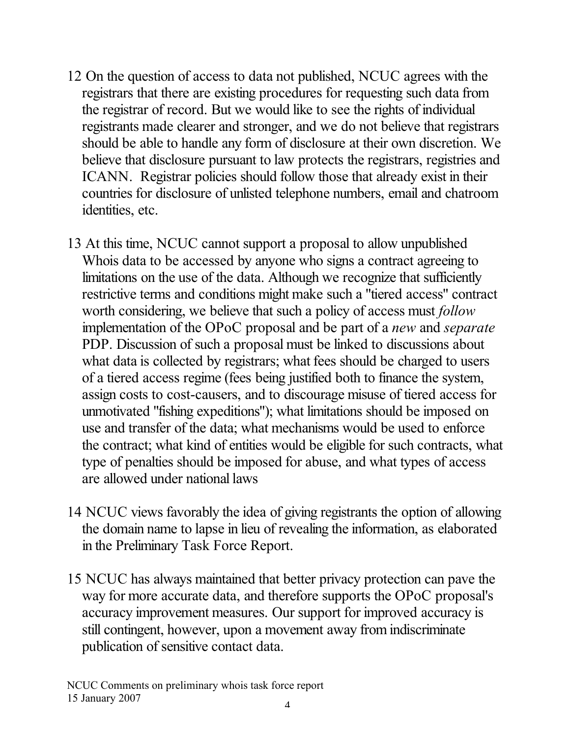12 On the question of access to data not published, NCUC agrees with the registrars that there are existing procedures for requesting such data from the registrar of record. But we would like to see the rights of individual registrants made clearer and stronger, and we do not believe that registrars should be able to handle any form of disclosure at their own discretion. We believe that disclosure pursuant to law protects the registrars, registries and ICANN. Registrar policies should follow those that already exist in their countries for disclosure of unlisted telephone numbers, email and chatroom identities, etc.

13 At this time, NCUC cannot support a proposal to allow unpublished Whois data to be accessed by anyone who signs a contract agreeing to limitations on the use of the data. Although we recognize that sufficiently restrictive terms and conditions might make such a "tiered access" contract worth considering, we believe that such a policy of access must *follow* implementation of the OPoC proposal and be part of a *new* and *separate* PDP. Discussion of such a proposal must be linked to discussions about what data is collected by registrars; what fees should be charged to users of a tiered access regime (fees being justified both to finance the system, assign costs to cost-causers, and to discourage misuse of tiered access for unmotivated "fishing expeditions"); what limitations should be imposed on use and transfer of the data; what mechanisms would be used to enforce the contract; what kind of entities would be eligible for such contracts, what type of penalties should be imposed for abuse, and what types of access are allowed under national laws

14 NCUC views favorably the idea of giving registrants the option of allowing the domain name to lapse in lieu of revealing the information, as elaborated in the Preliminary Task Force Report.

15 NCUC has always maintained that better privacy protection can pave the way for more accurate data, and therefore supports the OPoC proposal's accuracy improvement measures. Our support for improved accuracy is still contingent, however, upon a movement away from indiscriminate publication of sensitive contact data.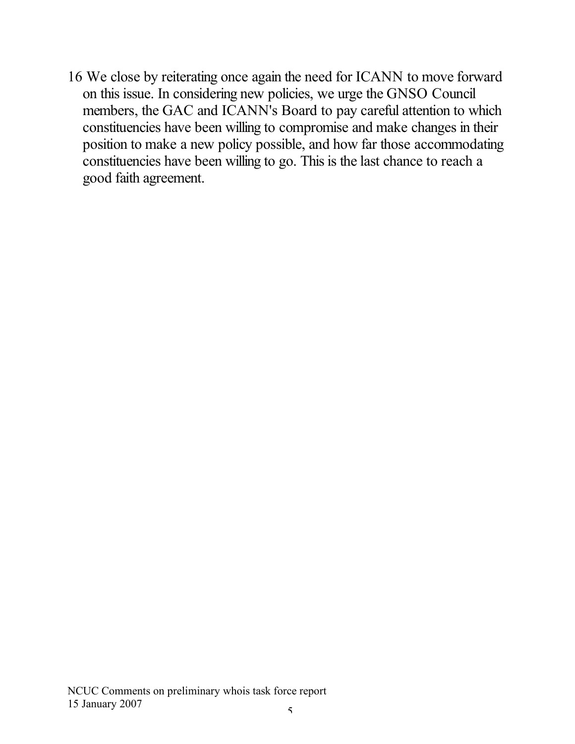16 We close by reiterating once again the need for ICANN to move forward on this issue. In considering new policies, we urge the GNSO Council members, the GAC and ICANN's Board to pay careful attention to which constituencies have been willing to compromise and make changes in their position to make a new policy possible, and how far those accommodating constituencies have been willing to go. This is the last chance to reach a good faith agreement.